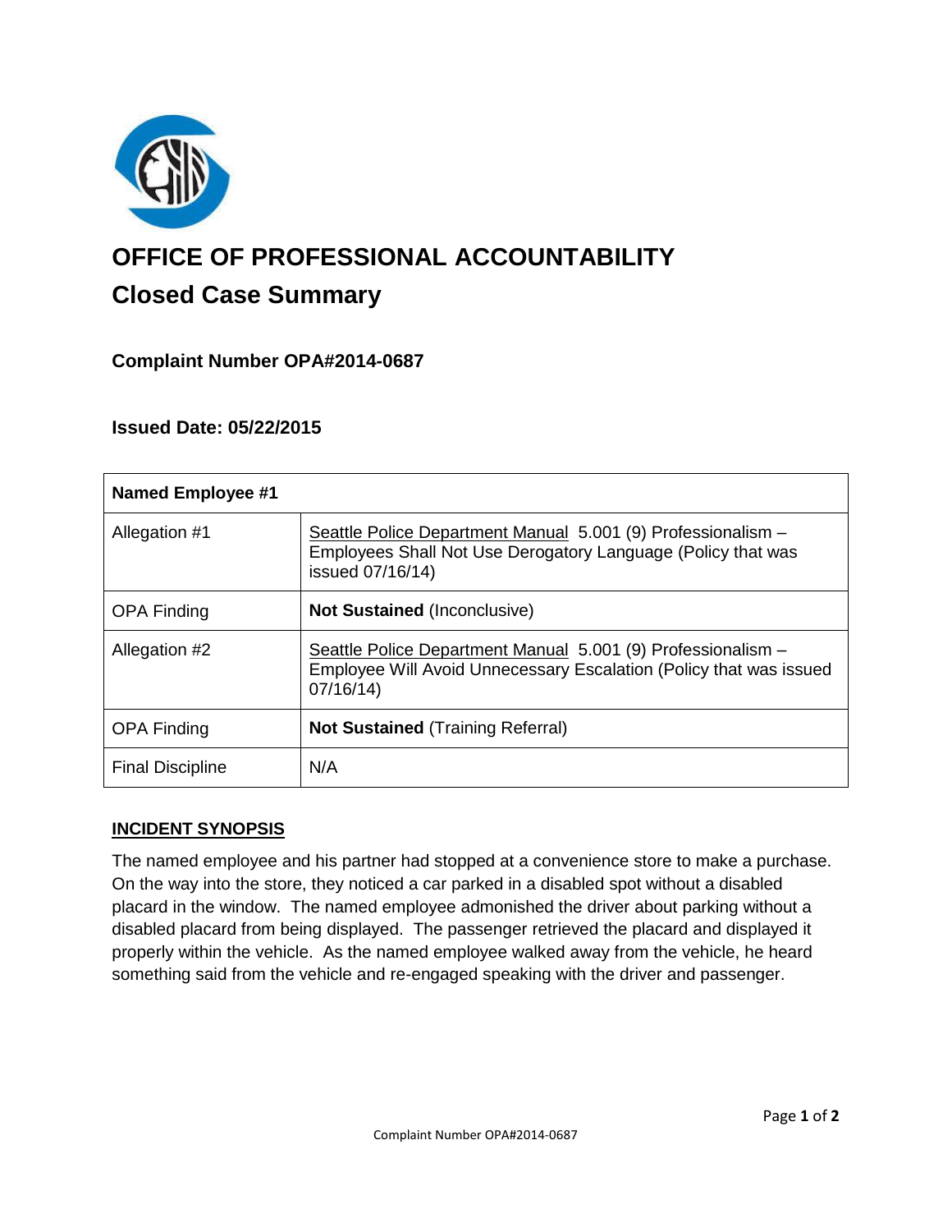# OFFICE OF PROFESSIONAL ACCOUNTABILITY

## Closed Case Summary

### Complaint Number OPA#2014-0687

### Issued Date: 05/22/2015

| **Named Employee #1** | |
|---|---|
| Allegation #1 | Seattle Police Department Manual 5.001 (9) Professionalism – Employees Shall Not Use Derogatory Language (Policy that was issued 07/16/14) |
| OPA Finding | **Not Sustained** (Inconclusive) |
| Allegation #2 | Seattle Police Department Manual 5.001 (9) Professionalism – Employee Will Avoid Unnecessary Escalation (Policy that was issued 07/16/14) |
| OPA Finding | **Not Sustained** (Training Referral) |
| Final Discipline | N/A |

## INCIDENT SYNOPSIS

The named employee and his partner had stopped at a convenience store to make a purchase. On the way into the store, they noticed a car parked in a disabled spot without a disabled placard in the window. The named employee admonished the driver about parking without a disabled placard from being displayed. The passenger retrieved the placard and displayed it properly within the vehicle. As the named employee walked away from the vehicle, he heard something said from the vehicle and re-engaged speaking with the driver and passenger.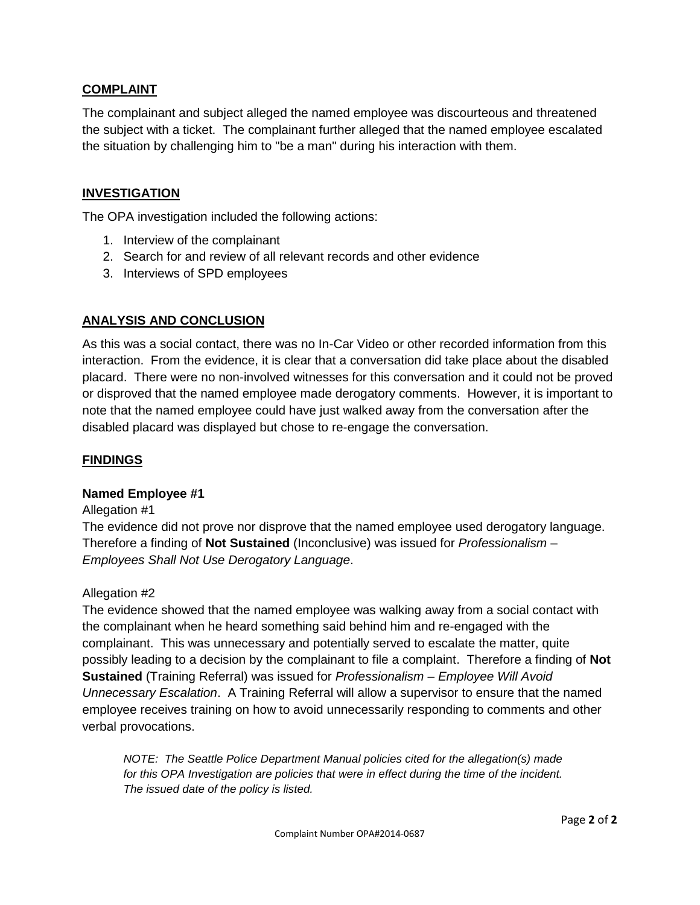## COMPLAINT

The complainant and subject alleged the named employee was discourteous and threatened the subject with a ticket. The complainant further alleged that the named employee escalated the situation by challenging him to "be a man" during his interaction with them.

## INVESTIGATION

The OPA investigation included the following actions:

1. Interview of the complainant
2. Search for and review of all relevant records and other evidence
3. Interviews of SPD employees

## ANALYSIS AND CONCLUSION

As this was a social contact, there was no In-Car Video or other recorded information from this interaction. From the evidence, it is clear that a conversation did take place about the disabled placard. There were no non-involved witnesses for this conversation and it could not be proved or disproved that the named employee made derogatory comments. However, it is important to note that the named employee could have just walked away from the conversation after the disabled placard was displayed but chose to re-engage the conversation.

## FINDINGS

**Named Employee #1**

Allegation #1

The evidence did not prove nor disprove that the named employee used derogatory language. Therefore a finding of **Not Sustained** (Inconclusive) was issued for *Professionalism – Employees Shall Not Use Derogatory Language*.

Allegation #2

The evidence showed that the named employee was walking away from a social contact with the complainant when he heard something said behind him and re-engaged with the complainant. This was unnecessary and potentially served to escalate the matter, quite possibly leading to a decision by the complainant to file a complaint. Therefore a finding of **Not Sustained** (Training Referral) was issued for *Professionalism – Employee Will Avoid Unnecessary Escalation*. A Training Referral will allow a supervisor to ensure that the named employee receives training on how to avoid unnecessarily responding to comments and other verbal provocations.

*NOTE: The Seattle Police Department Manual policies cited for the allegation(s) made for this OPA Investigation are policies that were in effect during the time of the incident. The issued date of the policy is listed.*

Complaint Number OPA#2014-0687